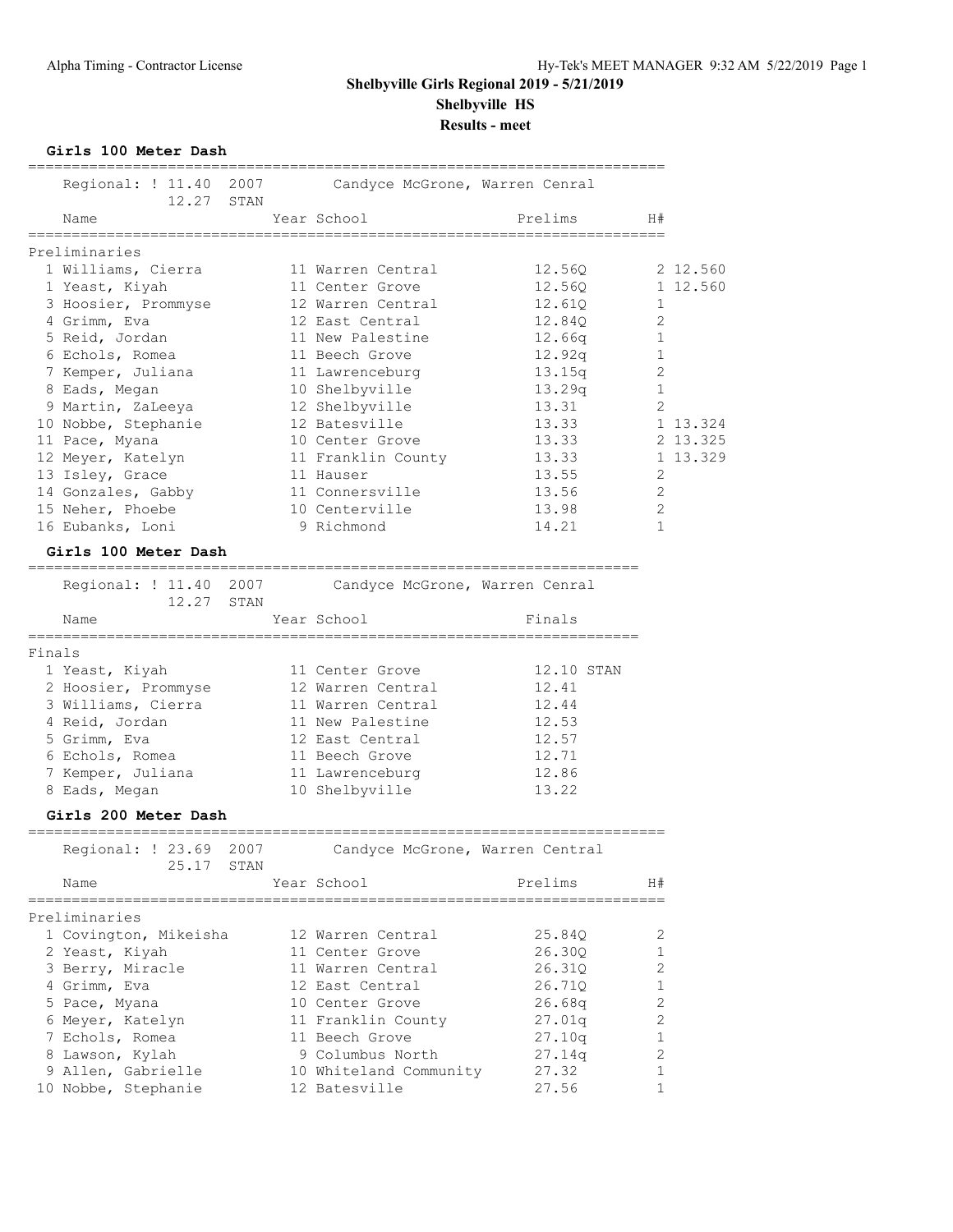# Shelbyville Girls Regional 2019 - 5/21/2019

## Shelbyville HS

### Results - meet

**Girls 100 Meter Dash**

Regional: ! 11.40 2007 Candyce McGrone, Warren Cenral
12.27 STAN

| | Name | Year | School | Prelims | H# | |
|---|---|---|---|---|---|---|
| **Preliminaries** | | | | | | |
| 1 | Williams, Cierra | 11 | Warren Central | 12.56Q | 2 | 12.560 |
| 1 | Yeast, Kiyah | 11 | Center Grove | 12.56Q | 1 | 12.560 |
| 3 | Hoosier, Prommyse | 12 | Warren Central | 12.61Q | 1 | |
| 4 | Grimm, Eva | 12 | East Central | 12.84Q | 2 | |
| 5 | Reid, Jordan | 11 | New Palestine | 12.66q | 1 | |
| 6 | Echols, Romea | 11 | Beech Grove | 12.92q | 1 | |
| 7 | Kemper, Juliana | 11 | Lawrenceburg | 13.15q | 2 | |
| 8 | Eads, Megan | 10 | Shelbyville | 13.29q | 1 | |
| 9 | Martin, ZaLeeya | 12 | Shelbyville | 13.31 | 2 | |
| 10 | Nobbe, Stephanie | 12 | Batesville | 13.33 | 1 | 13.324 |
| 11 | Pace, Myana | 10 | Center Grove | 13.33 | 2 | 13.325 |
| 12 | Meyer, Katelyn | 11 | Franklin County | 13.33 | 1 | 13.329 |
| 13 | Isley, Grace | 11 | Hauser | 13.55 | 2 | |
| 14 | Gonzales, Gabby | 11 | Connersville | 13.56 | 2 | |
| 15 | Neher, Phoebe | 10 | Centerville | 13.98 | 2 | |
| 16 | Eubanks, Loni | 9 | Richmond | 14.21 | 1 | |

**Girls 100 Meter Dash**

Regional: ! 11.40 2007 Candyce McGrone, Warren Cenral
12.27 STAN

| | Name | Year | School | Finals |
|---|---|---|---|---|
| **Finals** | | | | |
| 1 | Yeast, Kiyah | 11 | Center Grove | 12.10 STAN |
| 2 | Hoosier, Prommyse | 12 | Warren Central | 12.41 |
| 3 | Williams, Cierra | 11 | Warren Central | 12.44 |
| 4 | Reid, Jordan | 11 | New Palestine | 12.53 |
| 5 | Grimm, Eva | 12 | East Central | 12.57 |
| 6 | Echols, Romea | 11 | Beech Grove | 12.71 |
| 7 | Kemper, Juliana | 11 | Lawrenceburg | 12.86 |
| 8 | Eads, Megan | 10 | Shelbyville | 13.22 |

**Girls 200 Meter Dash**

Regional: ! 23.69 2007 Candyce McGrone, Warren Central
25.17 STAN

| | Name | Year | School | Prelims | H# |
|---|---|---|---|---|---|
| **Preliminaries** | | | | | |
| 1 | Covington, Mikeisha | 12 | Warren Central | 25.84Q | 2 |
| 2 | Yeast, Kiyah | 11 | Center Grove | 26.30Q | 1 |
| 3 | Berry, Miracle | 11 | Warren Central | 26.31Q | 2 |
| 4 | Grimm, Eva | 12 | East Central | 26.71Q | 1 |
| 5 | Pace, Myana | 10 | Center Grove | 26.68q | 2 |
| 6 | Meyer, Katelyn | 11 | Franklin County | 27.01q | 2 |
| 7 | Echols, Romea | 11 | Beech Grove | 27.10q | 1 |
| 8 | Lawson, Kylah | 9 | Columbus North | 27.14q | 2 |
| 9 | Allen, Gabrielle | 10 | Whiteland Community | 27.32 | 1 |
| 10 | Nobbe, Stephanie | 12 | Batesville | 27.56 | 1 |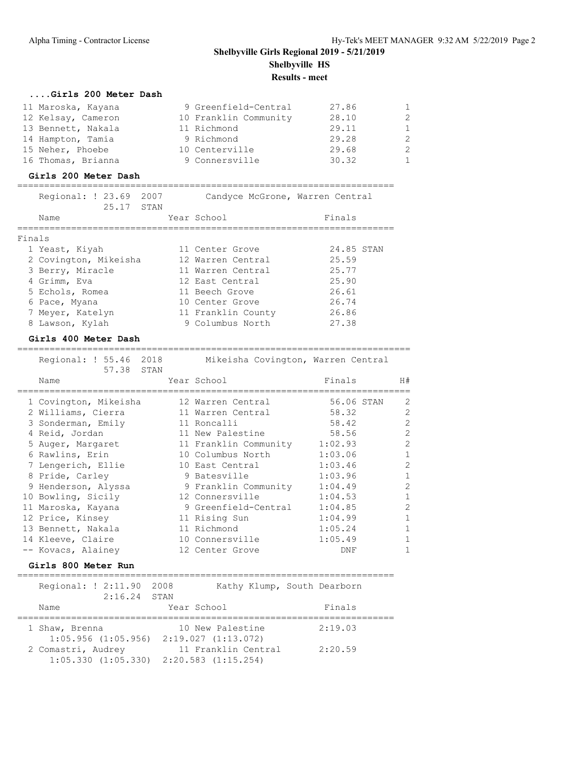# Shelbyville Girls Regional 2019 - 5/21/2019

## Shelbyville HS

### Results - meet

### ....Girls 200 Meter Dash

| Place | Name | Year | School | Finals | H# |
|---|---|---|---|---|---|
| 11 | Maroska, Kayana | 9 | Greenfield-Central | 27.86 | 1 |
| 12 | Kelsay, Cameron | 10 | Franklin Community | 28.10 | 2 |
| 13 | Bennett, Nakala | 11 | Richmond | 29.11 | 1 |
| 14 | Hampton, Tamia | 9 | Richmond | 29.28 | 2 |
| 15 | Neher, Phoebe | 10 | Centerville | 29.68 | 2 |
| 16 | Thomas, Brianna | 9 | Connersville | 30.32 | 1 |

### Girls 200 Meter Dash

Regional: ! 23.69 2007 Candyce McGrone, Warren Central
25.17 STAN

Finals

| Place | Name | Year | School | Finals |
|---|---|---|---|---|
| 1 | Yeast, Kiyah | 11 | Center Grove | 24.85 STAN |
| 2 | Covington, Mikeisha | 12 | Warren Central | 25.59 |
| 3 | Berry, Miracle | 11 | Warren Central | 25.77 |
| 4 | Grimm, Eva | 12 | East Central | 25.90 |
| 5 | Echols, Romea | 11 | Beech Grove | 26.61 |
| 6 | Pace, Myana | 10 | Center Grove | 26.74 |
| 7 | Meyer, Katelyn | 11 | Franklin County | 26.86 |
| 8 | Lawson, Kylah | 9 | Columbus North | 27.38 |

### Girls 400 Meter Dash

Regional: ! 55.46 2018 Mikeisha Covington, Warren Central
57.38 STAN

| Place | Name | Year | School | Finals | H# |
|---|---|---|---|---|---|
| 1 | Covington, Mikeisha | 12 | Warren Central | 56.06 STAN | 2 |
| 2 | Williams, Cierra | 11 | Warren Central | 58.32 | 2 |
| 3 | Sonderman, Emily | 11 | Roncalli | 58.42 | 2 |
| 4 | Reid, Jordan | 11 | New Palestine | 58.56 | 2 |
| 5 | Auger, Margaret | 11 | Franklin Community | 1:02.93 | 2 |
| 6 | Rawlins, Erin | 10 | Columbus North | 1:03.06 | 1 |
| 7 | Lengerich, Ellie | 10 | East Central | 1:03.46 | 2 |
| 8 | Pride, Carley | 9 | Batesville | 1:03.96 | 1 |
| 9 | Henderson, Alyssa | 9 | Franklin Community | 1:04.49 | 2 |
| 10 | Bowling, Sicily | 12 | Connersville | 1:04.53 | 1 |
| 11 | Maroska, Kayana | 9 | Greenfield-Central | 1:04.85 | 2 |
| 12 | Price, Kinsey | 11 | Rising Sun | 1:04.99 | 1 |
| 13 | Bennett, Nakala | 11 | Richmond | 1:05.24 | 1 |
| 14 | Kleeve, Claire | 10 | Connersville | 1:05.49 | 1 |
| -- | Kovacs, Alainey | 12 | Center Grove | DNF | 1 |

### Girls 800 Meter Run

Regional: ! 2:11.90 2008 Kathy Klump, South Dearborn
2:16.24 STAN

| Place | Name | Year | School | Finals |
|---|---|---|---|---|
| 1 | Shaw, Brenna | 10 | New Palestine | 2:19.03 |
| | 1:05.956 (1:05.956) 2:19.027 (1:13.072) | | | |
| 2 | Comastri, Audrey | 11 | Franklin Central | 2:20.59 |
| | 1:05.330 (1:05.330) 2:20.583 (1:15.254) | | | |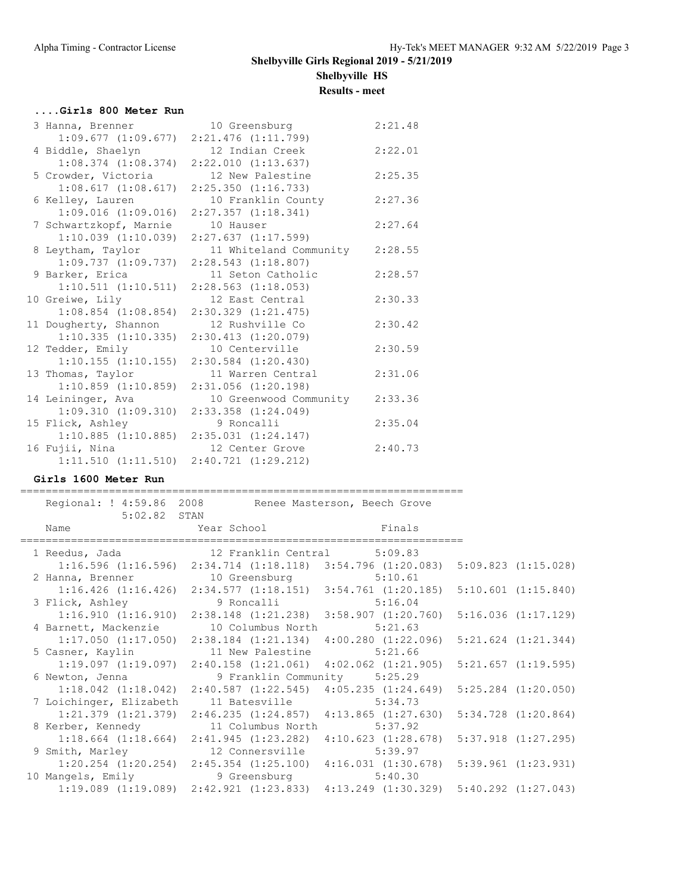## Shelbyville Girls Regional 2019 - 5/21/2019

### Shelbyville HS

### Results - meet

#### ....Girls 800 Meter Run

| Place | Name | Year | School | Finals | Split 1 | Split 2 |
|---|---|---|---|---|---|---|
| 3 | Hanna, Brenner | 10 | Greensburg | 2:21.48 | 1:09.677 (1:09.677) | 2:21.476 (1:11.799) |
| 4 | Biddle, Shaelyn | 12 | Indian Creek | 2:22.01 | 1:08.374 (1:08.374) | 2:22.010 (1:13.637) |
| 5 | Crowder, Victoria | 12 | New Palestine | 2:25.35 | 1:08.617 (1:08.617) | 2:25.350 (1:16.733) |
| 6 | Kelley, Lauren | 10 | Franklin County | 2:27.36 | 1:09.016 (1:09.016) | 2:27.357 (1:18.341) |
| 7 | Schwartzkopf, Marnie | 10 | Hauser | 2:27.64 | 1:10.039 (1:10.039) | 2:27.637 (1:17.599) |
| 8 | Leytham, Taylor | 11 | Whiteland Community | 2:28.55 | 1:09.737 (1:09.737) | 2:28.543 (1:18.807) |
| 9 | Barker, Erica | 11 | Seton Catholic | 2:28.57 | 1:10.511 (1:10.511) | 2:28.563 (1:18.053) |
| 10 | Greiwe, Lily | 12 | East Central | 2:30.33 | 1:08.854 (1:08.854) | 2:30.329 (1:21.475) |
| 11 | Dougherty, Shannon | 12 | Rushville Co | 2:30.42 | 1:10.335 (1:10.335) | 2:30.413 (1:20.079) |
| 12 | Tedder, Emily | 10 | Centerville | 2:30.59 | 1:10.155 (1:10.155) | 2:30.584 (1:20.430) |
| 13 | Thomas, Taylor | 11 | Warren Central | 2:31.06 | 1:10.859 (1:10.859) | 2:31.056 (1:20.198) |
| 14 | Leininger, Ava | 10 | Greenwood Community | 2:33.36 | 1:09.310 (1:09.310) | 2:33.358 (1:24.049) |
| 15 | Flick, Ashley | 9 | Roncalli | 2:35.04 | 1:10.885 (1:10.885) | 2:35.031 (1:24.147) |
| 16 | Fujii, Nina | 12 | Center Grove | 2:40.73 | 1:11.510 (1:11.510) | 2:40.721 (1:29.212) |

#### Girls 1600 Meter Run

Regional: ! 4:59.86 2008 Renee Masterson, Beech Grove
5:02.82 STAN

| Place | Name | Year | School | Finals | Split 1 | Split 2 | Split 3 | Split 4 |
|---|---|---|---|---|---|---|---|---|
| 1 | Reedus, Jada | 12 | Franklin Central | 5:09.83 | 1:16.596 (1:16.596) | 2:34.714 (1:18.118) | 3:54.796 (1:20.083) | 5:09.823 (1:15.028) |
| 2 | Hanna, Brenner | 10 | Greensburg | 5:10.61 | 1:16.426 (1:16.426) | 2:34.577 (1:18.151) | 3:54.761 (1:20.185) | 5:10.601 (1:15.840) |
| 3 | Flick, Ashley | 9 | Roncalli | 5:16.04 | 1:16.910 (1:16.910) | 2:38.148 (1:21.238) | 3:58.907 (1:20.760) | 5:16.036 (1:17.129) |
| 4 | Barnett, Mackenzie | 10 | Columbus North | 5:21.63 | 1:17.050 (1:17.050) | 2:38.184 (1:21.134) | 4:00.280 (1:22.096) | 5:21.624 (1:21.344) |
| 5 | Casner, Kaylin | 11 | New Palestine | 5:21.66 | 1:19.097 (1:19.097) | 2:40.158 (1:21.061) | 4:02.062 (1:21.905) | 5:21.657 (1:19.595) |
| 6 | Newton, Jenna | 9 | Franklin Community | 5:25.29 | 1:18.042 (1:18.042) | 2:40.587 (1:22.545) | 4:05.235 (1:24.649) | 5:25.284 (1:20.050) |
| 7 | Loichinger, Elizabeth | 11 | Batesville | 5:34.73 | 1:21.379 (1:21.379) | 2:46.235 (1:24.857) | 4:13.865 (1:27.630) | 5:34.728 (1:20.864) |
| 8 | Kerber, Kennedy | 11 | Columbus North | 5:37.92 | 1:18.664 (1:18.664) | 2:41.945 (1:23.282) | 4:10.623 (1:28.678) | 5:37.918 (1:27.295) |
| 9 | Smith, Marley | 12 | Connersville | 5:39.97 | 1:20.254 (1:20.254) | 2:45.354 (1:25.100) | 4:16.031 (1:30.678) | 5:39.961 (1:23.931) |
| 10 | Mangels, Emily | 9 | Greensburg | 5:40.30 | 1:19.089 (1:19.089) | 2:42.921 (1:23.833) | 4:13.249 (1:30.329) | 5:40.292 (1:27.043) |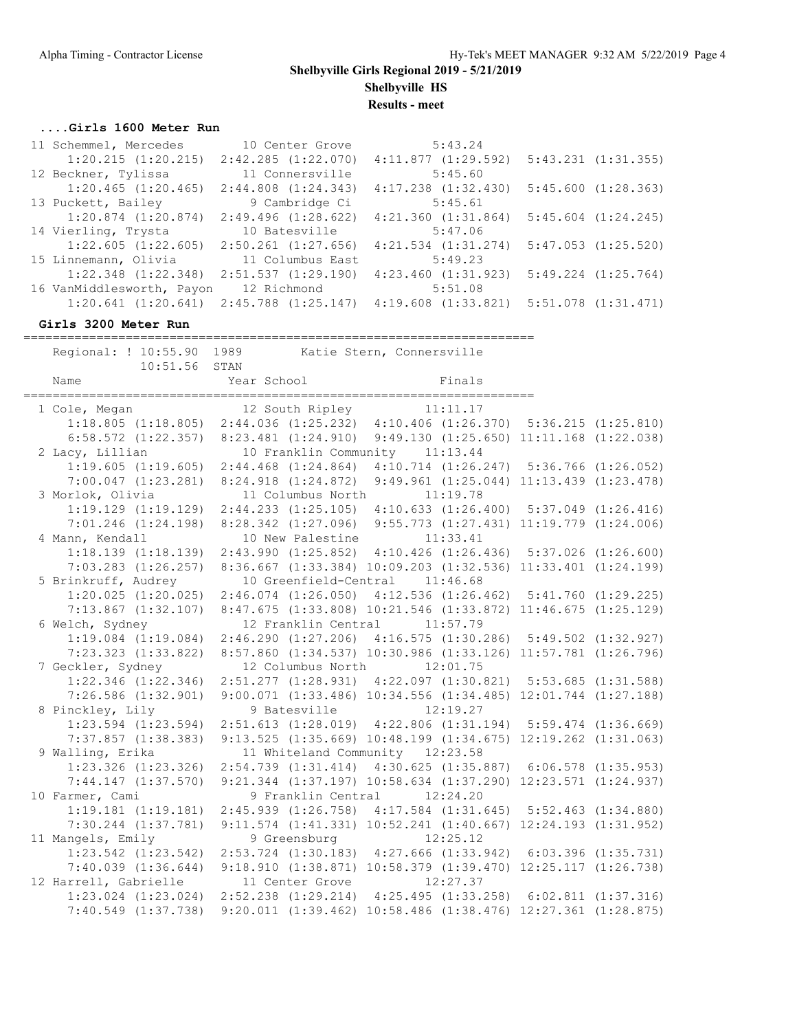Shelbyville Girls Regional 2019 - 5/21/2019

Shelbyville HS

Results - meet

### ....Girls 1600 Meter Run

```
 11 Schemmel, Mercedes         10 Center Grove            5:43.24
      1:20.215 (1:20.215)  2:42.285 (1:22.070)  4:11.877 (1:29.592)  5:43.231 (1:31.355)
 12 Beckner, Tylissa           11 Connersville            5:45.60
      1:20.465 (1:20.465)  2:44.808 (1:24.343)  4:17.238 (1:32.430)  5:45.600 (1:28.363)
 13 Puckett, Bailey             9 Cambridge Ci            5:45.61
      1:20.874 (1:20.874)  2:49.496 (1:28.622)  4:21.360 (1:31.864)  5:45.604 (1:24.245)
 14 Vierling, Trysta           10 Batesville              5:47.06
      1:22.605 (1:22.605)  2:50.261 (1:27.656)  4:21.534 (1:31.274)  5:47.053 (1:25.520)
 15 Linnemann, Olivia          11 Columbus East           5:49.23
      1:22.348 (1:22.348)  2:51.537 (1:29.190)  4:23.460 (1:31.923)  5:49.224 (1:25.764)
 16 VanMiddlesworth, Payon     12 Richmond                5:51.08
      1:20.641 (1:20.641)  2:45.788 (1:25.147)  4:19.608 (1:33.821)  5:51.078 (1:31.471)
```

### Girls 3200 Meter Run

```
=======================================================================
    Regional: ! 10:55.90  1989        Katie Stern, Connersville
              10:51.56  STAN
    Name                    Year School                  Finals
=======================================================================
  1 Cole, Megan                12 South Ripley          11:11.17
      1:18.805 (1:18.805)  2:44.036 (1:25.232)  4:10.406 (1:26.370)  5:36.215 (1:25.810)
      6:58.572 (1:22.357)  8:23.481 (1:24.910)  9:49.130 (1:25.650) 11:11.168 (1:22.038)
  2 Lacy, Lillian              10 Franklin Community    11:13.44
      1:19.605 (1:19.605)  2:44.468 (1:24.864)  4:10.714 (1:26.247)  5:36.766 (1:26.052)
      7:00.047 (1:23.281)  8:24.918 (1:24.872)  9:49.961 (1:25.044) 11:13.439 (1:23.478)
  3 Morlok, Olivia             11 Columbus North        11:19.78
      1:19.129 (1:19.129)  2:44.233 (1:25.105)  4:10.633 (1:26.400)  5:37.049 (1:26.416)
      7:01.246 (1:24.198)  8:28.342 (1:27.096)  9:55.773 (1:27.431) 11:19.779 (1:24.006)
  4 Mann, Kendall              10 New Palestine         11:33.41
      1:18.139 (1:18.139)  2:43.990 (1:25.852)  4:10.426 (1:26.436)  5:37.026 (1:26.600)
      7:03.283 (1:26.257)  8:36.667 (1:33.384) 10:09.203 (1:32.536) 11:33.401 (1:24.199)
  5 Brinkruff, Audrey          10 Greenfield-Central    11:46.68
      1:20.025 (1:20.025)  2:46.074 (1:26.050)  4:12.536 (1:26.462)  5:41.760 (1:29.225)
      7:13.867 (1:32.107)  8:47.675 (1:33.808) 10:21.546 (1:33.872) 11:46.675 (1:25.129)
  6 Welch, Sydney              12 Franklin Central      11:57.79
      1:19.084 (1:19.084)  2:46.290 (1:27.206)  4:16.575 (1:30.286)  5:49.502 (1:32.927)
      7:23.323 (1:33.822)  8:57.860 (1:34.537) 10:30.986 (1:33.126) 11:57.781 (1:26.796)
  7 Geckler, Sydney            12 Columbus North        12:01.75
      1:22.346 (1:22.346)  2:51.277 (1:28.931)  4:22.097 (1:30.821)  5:53.685 (1:31.588)
      7:26.586 (1:32.901)  9:00.071 (1:33.486) 10:34.556 (1:34.485) 12:01.744 (1:27.188)
  8 Pinckley, Lily              9 Batesville            12:19.27
      1:23.594 (1:23.594)  2:51.613 (1:28.019)  4:22.806 (1:31.194)  5:59.474 (1:36.669)
      7:37.857 (1:38.383)  9:13.525 (1:35.669) 10:48.199 (1:34.675) 12:19.262 (1:31.063)
  9 Walling, Erika             11 Whiteland Community   12:23.58
      1:23.326 (1:23.326)  2:54.739 (1:31.414)  4:30.625 (1:35.887)  6:06.578 (1:35.953)
      7:44.147 (1:37.570)  9:21.344 (1:37.197) 10:58.634 (1:37.290) 12:23.571 (1:24.937)
 10 Farmer, Cami                9 Franklin Central      12:24.20
      1:19.181 (1:19.181)  2:45.939 (1:26.758)  4:17.584 (1:31.645)  5:52.463 (1:34.880)
      7:30.244 (1:37.781)  9:11.574 (1:41.331) 10:52.241 (1:40.667) 12:24.193 (1:31.952)
 11 Mangels, Emily              9 Greensburg            12:25.12
      1:23.542 (1:23.542)  2:53.724 (1:30.183)  4:27.666 (1:33.942)  6:03.396 (1:35.731)
      7:40.039 (1:36.644)  9:18.910 (1:38.871) 10:58.379 (1:39.470) 12:25.117 (1:26.738)
 12 Harrell, Gabrielle         11 Center Grove          12:27.37
      1:23.024 (1:23.024)  2:52.238 (1:29.214)  4:25.495 (1:33.258)  6:02.811 (1:37.316)
      7:40.549 (1:37.738)  9:20.011 (1:39.462) 10:58.486 (1:38.476) 12:27.361 (1:28.875)
```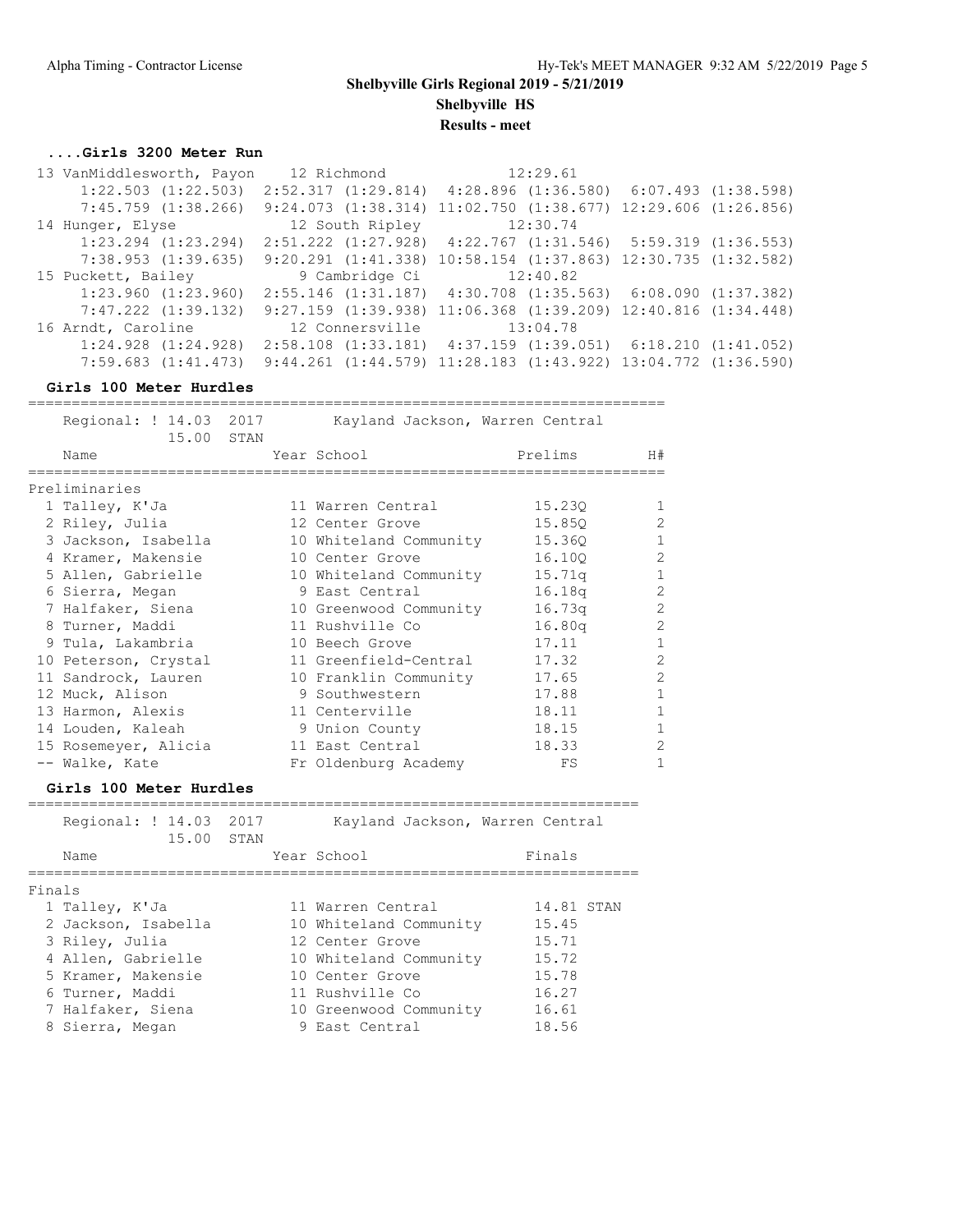## Shelbyville Girls Regional 2019 - 5/21/2019

### Shelbyville HS

### Results - meet

#### ....Girls 3200 Meter Run

| Place | Name | Year | School | Finals |
|---|---|---|---|---|
| 13 | VanMiddlesworth, Payon | 12 | Richmond | 12:29.61 |
| | 1:22.503 (1:22.503) 2:52.317 (1:29.814) 4:28.896 (1:36.580) 6:07.493 (1:38.598) 7:45.759 (1:38.266) 9:24.073 (1:38.314) 11:02.750 (1:38.677) 12:29.606 (1:26.856) | | | |
| 14 | Hunger, Elyse | 12 | South Ripley | 12:30.74 |
| | 1:23.294 (1:23.294) 2:51.222 (1:27.928) 4:22.767 (1:31.546) 5:59.319 (1:36.553) 7:38.953 (1:39.635) 9:20.291 (1:41.338) 10:58.154 (1:37.863) 12:30.735 (1:32.582) | | | |
| 15 | Puckett, Bailey | 9 | Cambridge Ci | 12:40.82 |
| | 1:23.960 (1:23.960) 2:55.146 (1:31.187) 4:30.708 (1:35.563) 6:08.090 (1:37.382) 7:47.222 (1:39.132) 9:27.159 (1:39.938) 11:06.368 (1:39.209) 12:40.816 (1:34.448) | | | |
| 16 | Arndt, Caroline | 12 | Connersville | 13:04.78 |
| | 1:24.928 (1:24.928) 2:58.108 (1:33.181) 4:37.159 (1:39.051) 6:18.210 (1:41.052) 7:59.683 (1:41.473) 9:44.261 (1:44.579) 11:28.183 (1:43.922) 13:04.772 (1:36.590) | | | |

#### Girls 100 Meter Hurdles

Regional: ! 14.03 2017 Kayland Jackson, Warren Central
15.00 STAN

Preliminaries

| Place | Name | Year | School | Prelims | H# |
|---|---|---|---|---|---|
| 1 | Talley, K'Ja | 11 | Warren Central | 15.23Q | 1 |
| 2 | Riley, Julia | 12 | Center Grove | 15.85Q | 2 |
| 3 | Jackson, Isabella | 10 | Whiteland Community | 15.36Q | 1 |
| 4 | Kramer, Makensie | 10 | Center Grove | 16.10Q | 2 |
| 5 | Allen, Gabrielle | 10 | Whiteland Community | 15.71q | 1 |
| 6 | Sierra, Megan | 9 | East Central | 16.18q | 2 |
| 7 | Halfaker, Siena | 10 | Greenwood Community | 16.73q | 2 |
| 8 | Turner, Maddi | 11 | Rushville Co | 16.80q | 2 |
| 9 | Tula, Lakambria | 10 | Beech Grove | 17.11 | 1 |
| 10 | Peterson, Crystal | 11 | Greenfield-Central | 17.32 | 2 |
| 11 | Sandrock, Lauren | 10 | Franklin Community | 17.65 | 2 |
| 12 | Muck, Alison | 9 | Southwestern | 17.88 | 1 |
| 13 | Harmon, Alexis | 11 | Centerville | 18.11 | 1 |
| 14 | Louden, Kaleah | 9 | Union County | 18.15 | 1 |
| 15 | Rosemeyer, Alicia | 11 | East Central | 18.33 | 2 |
| -- | Walke, Kate | Fr | Oldenburg Academy | FS | 1 |

#### Girls 100 Meter Hurdles

Regional: ! 14.03 2017 Kayland Jackson, Warren Central
15.00 STAN

Finals

| Place | Name | Year | School | Finals |
|---|---|---|---|---|
| 1 | Talley, K'Ja | 11 | Warren Central | 14.81 STAN |
| 2 | Jackson, Isabella | 10 | Whiteland Community | 15.45 |
| 3 | Riley, Julia | 12 | Center Grove | 15.71 |
| 4 | Allen, Gabrielle | 10 | Whiteland Community | 15.72 |
| 5 | Kramer, Makensie | 10 | Center Grove | 15.78 |
| 6 | Turner, Maddi | 11 | Rushville Co | 16.27 |
| 7 | Halfaker, Siena | 10 | Greenwood Community | 16.61 |
| 8 | Sierra, Megan | 9 | East Central | 18.56 |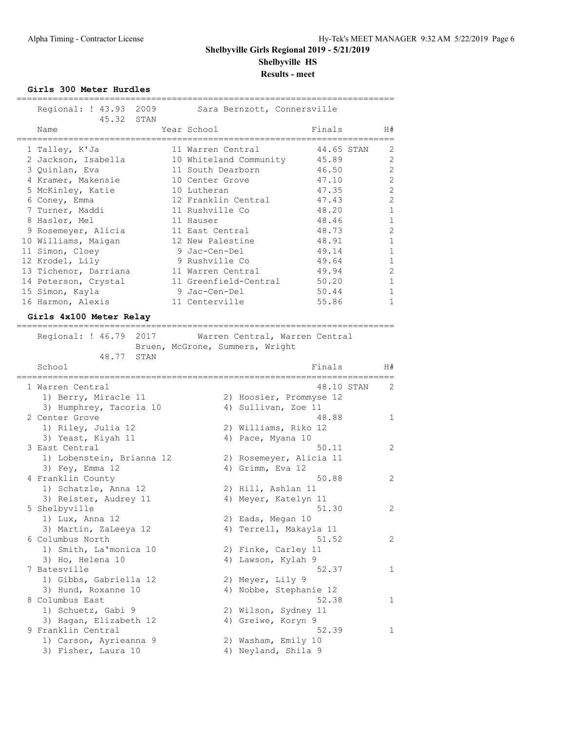# Shelbyville Girls Regional 2019 - 5/21/2019

## Shelbyville HS

### Results - meet

#### Girls 300 Meter Hurdles

Regional: ! 43.93 2009 Sara Bernzott, Connersville
45.32 STAN

| Place | Name | Year | School | Finals | | H# |
|---|---|---|---|---|---|---|
| 1 | Talley, K'Ja | 11 | Warren Central | 44.65 | STAN | 2 |
| 2 | Jackson, Isabella | 10 | Whiteland Community | 45.89 | | 2 |
| 3 | Quinlan, Eva | 11 | South Dearborn | 46.50 | | 2 |
| 4 | Kramer, Makensie | 10 | Center Grove | 47.10 | | 2 |
| 5 | McKinley, Katie | 10 | Lutheran | 47.35 | | 2 |
| 6 | Coney, Emma | 12 | Franklin Central | 47.43 | | 2 |
| 7 | Turner, Maddi | 11 | Rushville Co | 48.20 | | 1 |
| 8 | Hasler, Mel | 11 | Hauser | 48.46 | | 1 |
| 9 | Rosemeyer, Alicia | 11 | East Central | 48.73 | | 2 |
| 10 | Williams, Maigan | 12 | New Palestine | 48.91 | | 1 |
| 11 | Simon, Cloey | 9 | Jac-Cen-Del | 49.14 | | 1 |
| 12 | Krodel, Lily | 9 | Rushville Co | 49.64 | | 1 |
| 13 | Tichenor, Darriana | 11 | Warren Central | 49.94 | | 2 |
| 14 | Peterson, Crystal | 11 | Greenfield-Central | 50.20 | | 1 |
| 15 | Simon, Kayla | 9 | Jac-Cen-Del | 50.44 | | 1 |
| 16 | Harmon, Alexis | 11 | Centerville | 55.86 | | 1 |

#### Girls 4x100 Meter Relay

Regional: ! 46.79 2017 Warren Central, Warren Central
Bruen, McGrone, Summers, Wright
48.77 STAN

| Place | School | Finals | | H# |
|---|---|---|---|---|
| 1 | Warren Central | 48.10 | STAN | 2 |
| | 1) Berry, Miracle 11; 2) Hoosier, Prommyse 12; 3) Humphrey, Tacoria 10; 4) Sullivan, Zoe 11 | | | |
| 2 | Center Grove | 48.88 | | 1 |
| | 1) Riley, Julia 12; 2) Williams, Riko 12; 3) Yeast, Kiyah 11; 4) Pace, Myana 10 | | | |
| 3 | East Central | 50.11 | | 2 |
| | 1) Lobenstein, Brianna 12; 2) Rosemeyer, Alicia 11; 3) Fey, Emma 12; 4) Grimm, Eva 12 | | | |
| 4 | Franklin County | 50.88 | | 2 |
| | 1) Schatzle, Anna 12; 2) Hill, Ashlan 11; 3) Reister, Audrey 11; 4) Meyer, Katelyn 11 | | | |
| 5 | Shelbyville | 51.30 | | 2 |
| | 1) Lux, Anna 12; 2) Eads, Megan 10; 3) Martin, ZaLeeya 12; 4) Terrell, Makayla 11 | | | |
| 6 | Columbus North | 51.52 | | 2 |
| | 1) Smith, La'monica 10; 2) Finke, Carley 11; 3) Ho, Helena 10; 4) Lawson, Kylah 9 | | | |
| 7 | Batesville | 52.37 | | 1 |
| | 1) Gibbs, Gabriella 12; 2) Meyer, Lily 9; 3) Hund, Roxanne 10; 4) Nobbe, Stephanie 12 | | | |
| 8 | Columbus East | 52.38 | | 1 |
| | 1) Schuetz, Gabi 9; 2) Wilson, Sydney 11; 3) Hagan, Elizabeth 12; 4) Greiwe, Koryn 9 | | | |
| 9 | Franklin Central | 52.39 | | 1 |
| | 1) Carson, Ayrieanna 9; 2) Washam, Emily 10; 3) Fisher, Laura 10; 4) Neyland, Shila 9 | | | |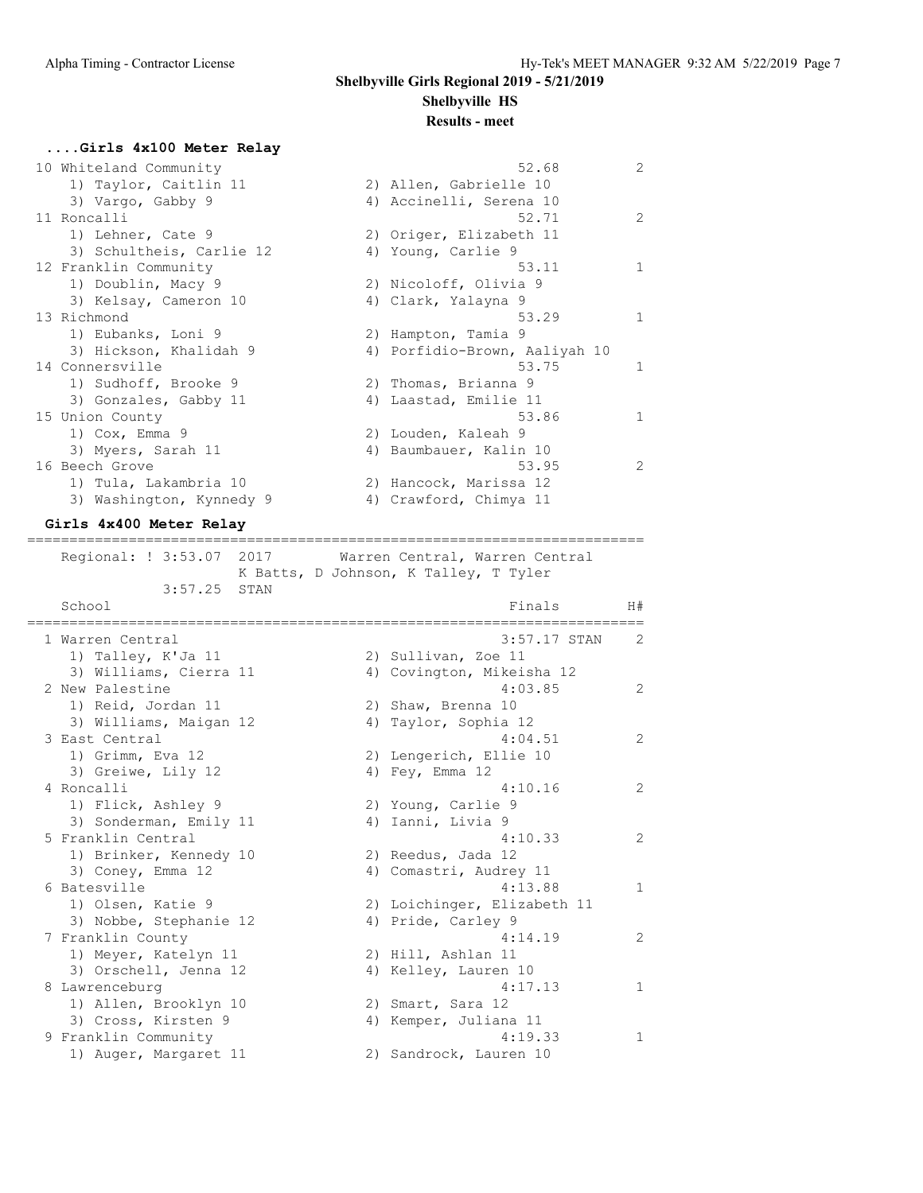## Shelbyville Girls Regional 2019 - 5/21/2019

## Shelbyville HS

## Results - meet

### ....Girls 4x100 Meter Relay

```
 10 Whiteland Community                                  52.68         2
    1) Taylor, Caitlin 11              2) Allen, Gabrielle 10
    3) Vargo, Gabby 9                  4) Accinelli, Serena 10
 11 Roncalli                                             52.71         2
    1) Lehner, Cate 9                  2) Origer, Elizabeth 11
    3) Schultheis, Carlie 12           4) Young, Carlie 9
 12 Franklin Community                                   53.11         1
    1) Doublin, Macy 9                 2) Nicoloff, Olivia 9
    3) Kelsay, Cameron 10              4) Clark, Yalayna 9
 13 Richmond                                             53.29         1
    1) Eubanks, Loni 9                 2) Hampton, Tamia 9
    3) Hickson, Khalidah 9             4) Porfidio-Brown, Aaliyah 10
 14 Connersville                                         53.75         1
    1) Sudhoff, Brooke 9               2) Thomas, Brianna 9
    3) Gonzales, Gabby 11              4) Laastad, Emilie 11
 15 Union County                                         53.86         1
    1) Cox, Emma 9                     2) Louden, Kaleah 9
    3) Myers, Sarah 11                 4) Baumbauer, Kalin 10
 16 Beech Grove                                          53.95         2
    1) Tula, Lakambria 10              2) Hancock, Marissa 12
    3) Washington, Kynnedy 9           4) Crawford, Chimya 11
```

### Girls 4x400 Meter Relay

```
=========================================================================
    Regional: ! 3:53.07  2017        Warren Central, Warren Central
                         K Batts, D Johnson, K Talley, T Tyler
             3:57.25  STAN
    School                                             Finals        H#
=========================================================================
  1 Warren Central                                    3:57.17 STAN    2
    1) Talley, K'Ja 11                 2) Sullivan, Zoe 11
    3) Williams, Cierra 11             4) Covington, Mikeisha 12
  2 New Palestine                                     4:03.85         2
    1) Reid, Jordan 11                 2) Shaw, Brenna 10
    3) Williams, Maigan 12             4) Taylor, Sophia 12
  3 East Central                                      4:04.51         2
    1) Grimm, Eva 12                   2) Lengerich, Ellie 10
    3) Greiwe, Lily 12                 4) Fey, Emma 12
  4 Roncalli                                          4:10.16         2
    1) Flick, Ashley 9                 2) Young, Carlie 9
    3) Sonderman, Emily 11             4) Ianni, Livia 9
  5 Franklin Central                                  4:10.33         2
    1) Brinker, Kennedy 10             2) Reedus, Jada 12
    3) Coney, Emma 12                  4) Comastri, Audrey 11
  6 Batesville                                        4:13.88         1
    1) Olsen, Katie 9                  2) Loichinger, Elizabeth 11
    3) Nobbe, Stephanie 12             4) Pride, Carley 9
  7 Franklin County                                   4:14.19         2
    1) Meyer, Katelyn 11               2) Hill, Ashlan 11
    3) Orschell, Jenna 12              4) Kelley, Lauren 10
  8 Lawrenceburg                                      4:17.13         1
    1) Allen, Brooklyn 10              2) Smart, Sara 12
    3) Cross, Kirsten 9                4) Kemper, Juliana 11
  9 Franklin Community                                4:19.33         1
    1) Auger, Margaret 11              2) Sandrock, Lauren 10
```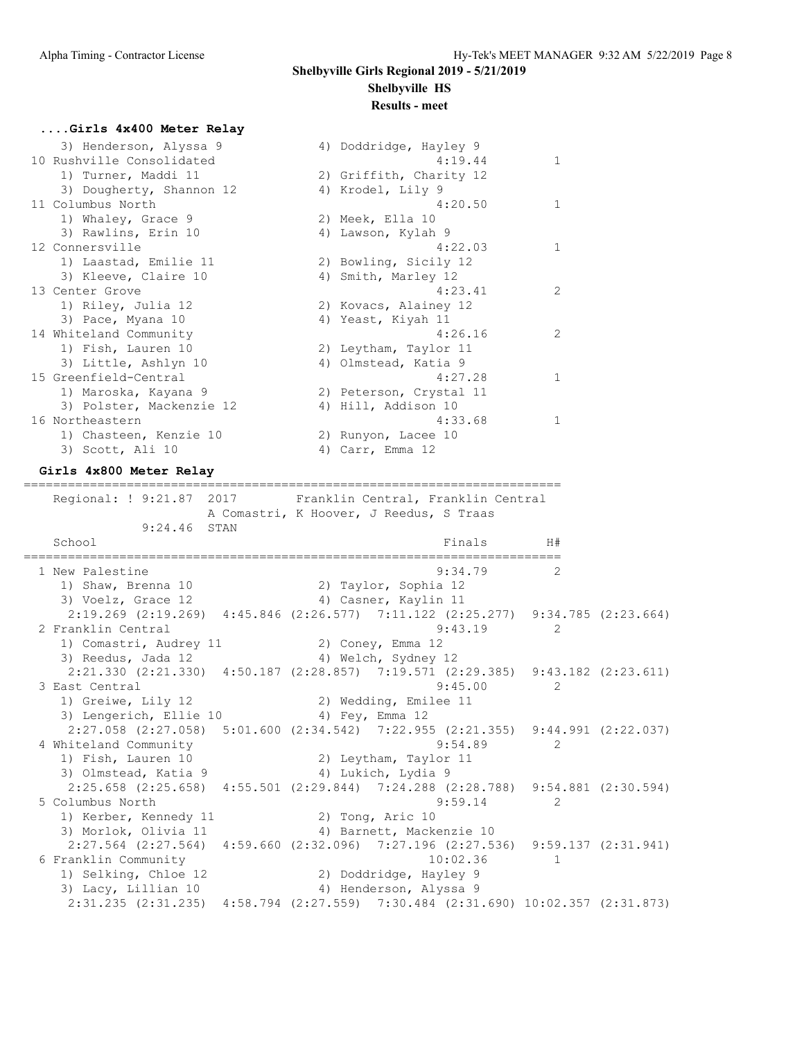**Shelbyville Girls Regional 2019 - 5/21/2019**
**Shelbyville HS**
**Results - meet**

### ....Girls 4x400 Meter Relay

```
    3) Henderson, Alyssa 9            4) Doddridge, Hayley 9
 10 Rushville Consolidated                        4:19.44         1
    1) Turner, Maddi 11               2) Griffith, Charity 12
    3) Dougherty, Shannon 12          4) Krodel, Lily 9
 11 Columbus North                                4:20.50         1
    1) Whaley, Grace 9                2) Meek, Ella 10
    3) Rawlins, Erin 10               4) Lawson, Kylah 9
 12 Connersville                                  4:22.03         1
    1) Laastad, Emilie 11             2) Bowling, Sicily 12
    3) Kleeve, Claire 10              4) Smith, Marley 12
 13 Center Grove                                  4:23.41         2
    1) Riley, Julia 12                2) Kovacs, Alainey 12
    3) Pace, Myana 10                 4) Yeast, Kiyah 11
 14 Whiteland Community                           4:26.16         2
    1) Fish, Lauren 10                2) Leytham, Taylor 11
    3) Little, Ashlyn 10              4) Olmstead, Katia 9
 15 Greenfield-Central                            4:27.28         1
    1) Maroska, Kayana 9              2) Peterson, Crystal 11
    3) Polster, Mackenzie 12          4) Hill, Addison 10
 16 Northeastern                                  4:33.68         1
    1) Chasteen, Kenzie 10            2) Runyon, Lacee 10
    3) Scott, Ali 10                  4) Carr, Emma 12
```

### Girls 4x800 Meter Relay

```
========================================================================
   Regional: ! 9:21.87  2017       Franklin Central, Franklin Central
                   A Comastri, K Hoover, J Reedus, S Traas
             9:24.46  STAN
    School                                            Finals        H#
========================================================================
  1 New Palestine                                    9:34.79         2
     1) Shaw, Brenna 10                2) Taylor, Sophia 12
     3) Voelz, Grace 12                4) Casner, Kaylin 11
     2:19.269 (2:19.269)  4:45.846 (2:26.577)  7:11.122 (2:25.277)  9:34.785 (2:23.664)
  2 Franklin Central                                 9:43.19         2
     1) Comastri, Audrey 11            2) Coney, Emma 12
     3) Reedus, Jada 12                4) Welch, Sydney 12
     2:21.330 (2:21.330)  4:50.187 (2:28.857)  7:19.571 (2:29.385)  9:43.182 (2:23.611)
  3 East Central                                     9:45.00         2
     1) Greiwe, Lily 12                2) Wedding, Emilee 11
     3) Lengerich, Ellie 10            4) Fey, Emma 12
     2:27.058 (2:27.058)  5:01.600 (2:34.542)  7:22.955 (2:21.355)  9:44.991 (2:22.037)
  4 Whiteland Community                              9:54.89         2
     1) Fish, Lauren 10                2) Leytham, Taylor 11
     3) Olmstead, Katia 9              4) Lukich, Lydia 9
     2:25.658 (2:25.658)  4:55.501 (2:29.844)  7:24.288 (2:28.788)  9:54.881 (2:30.594)
  5 Columbus North                                   9:59.14         2
     1) Kerber, Kennedy 11             2) Tong, Aric 10
     3) Morlok, Olivia 11              4) Barnett, Mackenzie 10
     2:27.564 (2:27.564)  4:59.660 (2:32.096)  7:27.196 (2:27.536)  9:59.137 (2:31.941)
  6 Franklin Community                              10:02.36         1
     1) Selking, Chloe 12              2) Doddridge, Hayley 9
     3) Lacy, Lillian 10               4) Henderson, Alyssa 9
     2:31.235 (2:31.235)  4:58.794 (2:27.559)  7:30.484 (2:31.690) 10:02.357 (2:31.873)
```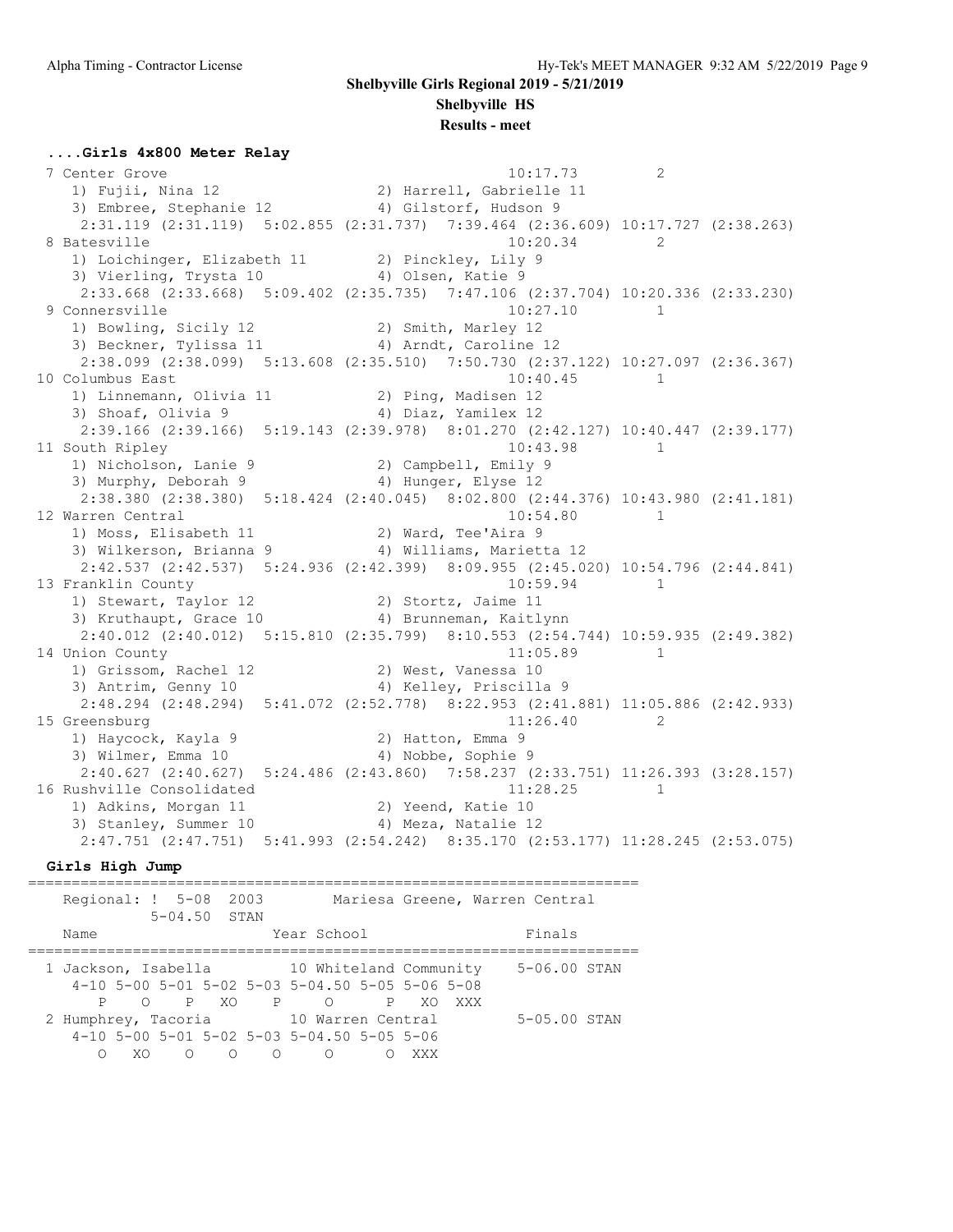## Shelbyville Girls Regional 2019 - 5/21/2019

### Shelbyville HS

### Results - meet

#### ....Girls 4x800 Meter Relay

```
 7 Center Grove                                          10:17.73         2
    1) Fujii, Nina 12                 2) Harrell, Gabrielle 11
    3) Embree, Stephanie 12           4) Gilstorf, Hudson 9
     2:31.119 (2:31.119)  5:02.855 (2:31.737)  7:39.464 (2:36.609) 10:17.727 (2:38.263)
 8 Batesville                                            10:20.34         2
    1) Loichinger, Elizabeth 11       2) Pinckley, Lily 9
    3) Vierling, Trysta 10            4) Olsen, Katie 9
     2:33.668 (2:33.668)  5:09.402 (2:35.735)  7:47.106 (2:37.704) 10:20.336 (2:33.230)
 9 Connersville                                          10:27.10         1
    1) Bowling, Sicily 12             2) Smith, Marley 12
    3) Beckner, Tylissa 11            4) Arndt, Caroline 12
     2:38.099 (2:38.099)  5:13.608 (2:35.510)  7:50.730 (2:37.122) 10:27.097 (2:36.367)
10 Columbus East                                         10:40.45         1
    1) Linnemann, Olivia 11           2) Ping, Madisen 12
    3) Shoaf, Olivia 9                4) Diaz, Yamilex 12
     2:39.166 (2:39.166)  5:19.143 (2:39.978)  8:01.270 (2:42.127) 10:40.447 (2:39.177)
11 South Ripley                                          10:43.98         1
    1) Nicholson, Lanie 9             2) Campbell, Emily 9
    3) Murphy, Deborah 9              4) Hunger, Elyse 12
     2:38.380 (2:38.380)  5:18.424 (2:40.045)  8:02.800 (2:44.376) 10:43.980 (2:41.181)
12 Warren Central                                        10:54.80         1
    1) Moss, Elisabeth 11             2) Ward, Tee'Aira 9
    3) Wilkerson, Brianna 9           4) Williams, Marietta 12
     2:42.537 (2:42.537)  5:24.936 (2:42.399)  8:09.955 (2:45.020) 10:54.796 (2:44.841)
13 Franklin County                                       10:59.94         1
    1) Stewart, Taylor 12             2) Stortz, Jaime 11
    3) Kruthaupt, Grace 10            4) Brunneman, Kaitlynn
     2:40.012 (2:40.012)  5:15.810 (2:35.799)  8:10.553 (2:54.744) 10:59.935 (2:49.382)
14 Union County                                          11:05.89         1
    1) Grissom, Rachel 12             2) West, Vanessa 10
    3) Antrim, Genny 10               4) Kelley, Priscilla 9
     2:48.294 (2:48.294)  5:41.072 (2:52.778)  8:22.953 (2:41.881) 11:05.886 (2:42.933)
15 Greensburg                                            11:26.40         2
    1) Haycock, Kayla 9               2) Hatton, Emma 9
    3) Wilmer, Emma 10                4) Nobbe, Sophie 9
     2:40.627 (2:40.627)  5:24.486 (2:43.860)  7:58.237 (2:33.751) 11:26.393 (3:28.157)
16 Rushville Consolidated                                11:28.25         1
    1) Adkins, Morgan 11              2) Yeend, Katie 10
    3) Stanley, Summer 10             4) Meza, Natalie 12
     2:47.751 (2:47.751)  5:41.993 (2:54.242)  8:35.170 (2:53.177) 11:28.245 (2:53.075)
```

#### Girls High Jump

```
=====================================================================
   Regional: ! 5-08  2003        Mariesa Greene, Warren Central
           5-04.50  STAN
   Name                    Year School                  Finals
=====================================================================
  1 Jackson, Isabella        10 Whiteland Community    5-06.00 STAN
     4-10 5-00 5-01 5-02 5-03 5-04.50 5-05 5-06 5-08
        P    O    P   XO    P     O      P   XO  XXX
  2 Humphrey, Tacoria        10 Warren Central         5-05.00 STAN
     4-10 5-00 5-01 5-02 5-03 5-04.50 5-05 5-06
        O   XO    O    O    O     O      O  XXX
```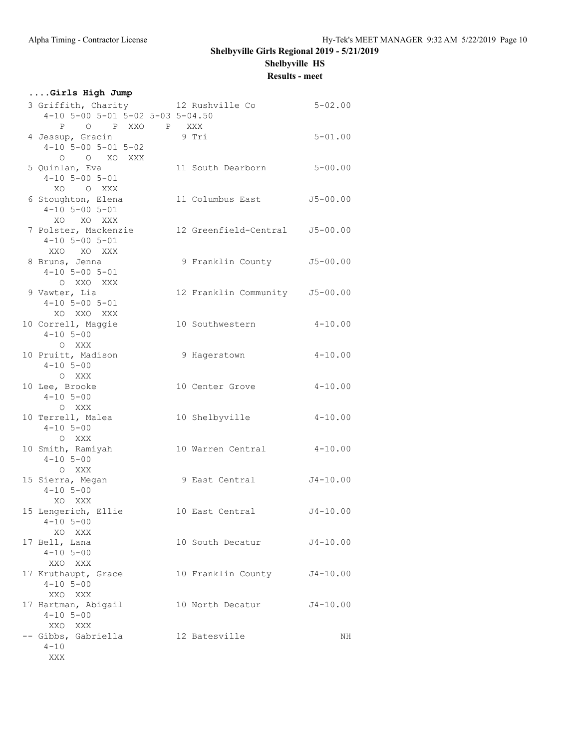**Shelbyville Girls Regional 2019 - 5/21/2019**

**Shelbyville HS**

**Results - meet**

**....Girls High Jump**

```
 3 Griffith, Charity          12 Rushville Co           5-02.00
    4-10 5-00 5-01 5-02 5-03 5-04.50
       P    O    P  XXO    P   XXX
 4 Jessup, Gracin              9 Tri                    5-01.00
    4-10 5-00 5-01 5-02
       O    O   XO  XXX
 5 Quinlan, Eva               11 South Dearborn         5-00.00
    4-10 5-00 5-01
      XO    O  XXX
 6 Stoughton, Elena           11 Columbus East         J5-00.00
    4-10 5-00 5-01
      XO   XO  XXX
 7 Polster, Mackenzie         12 Greenfield-Central    J5-00.00
    4-10 5-00 5-01
     XXO   XO  XXX
 8 Bruns, Jenna                9 Franklin County       J5-00.00
    4-10 5-00 5-01
       O  XXO  XXX
 9 Vawter, Lia                12 Franklin Community    J5-00.00
    4-10 5-00 5-01
      XO  XXO  XXX
10 Correll, Maggie            10 Southwestern           4-10.00
    4-10 5-00
       O  XXX
10 Pruitt, Madison             9 Hagerstown             4-10.00
    4-10 5-00
       O  XXX
10 Lee, Brooke                10 Center Grove           4-10.00
    4-10 5-00
       O  XXX
10 Terrell, Malea             10 Shelbyville            4-10.00
    4-10 5-00
       O  XXX
10 Smith, Ramiyah             10 Warren Central         4-10.00
    4-10 5-00
       O  XXX
15 Sierra, Megan               9 East Central          J4-10.00
    4-10 5-00
      XO  XXX
15 Lengerich, Ellie           10 East Central          J4-10.00
    4-10 5-00
      XO  XXX
17 Bell, Lana                 10 South Decatur         J4-10.00
    4-10 5-00
     XXO  XXX
17 Kruthaupt, Grace           10 Franklin County       J4-10.00
    4-10 5-00
     XXO  XXX
17 Hartman, Abigail           10 North Decatur         J4-10.00
    4-10 5-00
     XXO  XXX
-- Gibbs, Gabriella           12 Batesville                  NH
    4-10
     XXX
```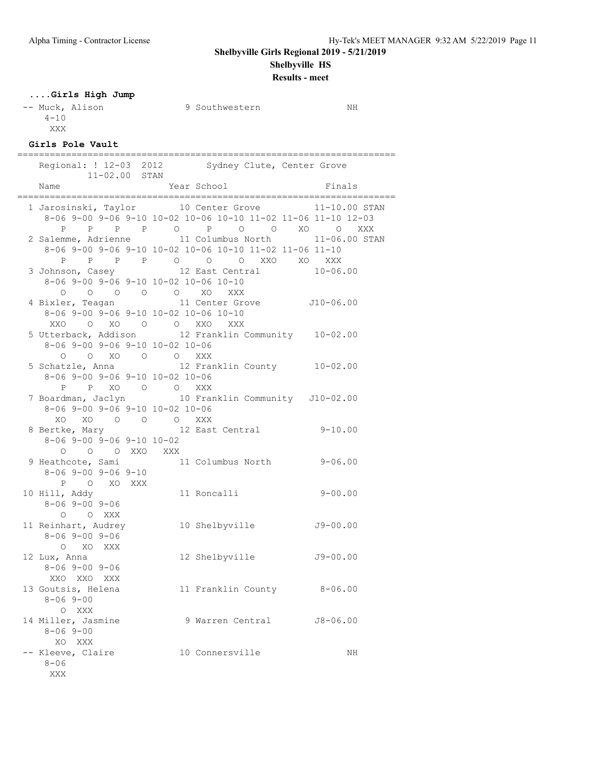**Shelbyville Girls Regional 2019 - 5/21/2019**

**Shelbyville HS**

**Results - meet**

### ....Girls High Jump

```
 -- Muck, Alison              9 Southwestern               NH
     4-10
      XXX
```

### Girls Pole Vault

```
=======================================================================
   Regional: ! 12-03  2012        Sydney Clute, Center Grove
           11-02.00  STAN
   Name                    Year School                   Finals
=======================================================================
  1 Jarosinski, Taylor       10 Center Grove          11-10.00 STAN
     8-06 9-00 9-06 9-10 10-02 10-06 10-10 11-02 11-06 11-10 12-03
        P    P    P    P     O     P     O     O    XO     O   XXX
  2 Salemme, Adrienne        11 Columbus North        11-06.00 STAN
     8-06 9-00 9-06 9-10 10-02 10-06 10-10 11-02 11-06 11-10
        P    P    P    P     O     O     O   XXO    XO   XXX
  3 Johnson, Casey           12 East Central          10-06.00
     8-06 9-00 9-06 9-10 10-02 10-06 10-10
        O    O    O    O     O    XO   XXX
  4 Bixler, Teagan           11 Center Grove         J10-06.00
     8-06 9-00 9-06 9-10 10-02 10-06 10-10
      XXO    O   XO    O     O   XXO   XXX
  5 Utterback, Addison       12 Franklin Community    10-02.00
     8-06 9-00 9-06 9-10 10-02 10-06
        O    O   XO    O     O   XXX
  5 Schatzle, Anna           12 Franklin County       10-02.00
     8-06 9-00 9-06 9-10 10-02 10-06
        P    P   XO    O     O   XXX
  7 Boardman, Jaclyn         10 Franklin Community   J10-02.00
     8-06 9-00 9-06 9-10 10-02 10-06
       XO   XO    O    O     O   XXX
  8 Bertke, Mary             12 East Central           9-10.00
     8-06 9-00 9-06 9-10 10-02
        O    O    O  XXO   XXX
  9 Heathcote, Sami          11 Columbus North         9-06.00
     8-06 9-00 9-06 9-10
        P    O   XO  XXX
 10 Hill, Addy               11 Roncalli               9-00.00
     8-06 9-00 9-06
        O    O  XXX
 11 Reinhart, Audrey         10 Shelbyville           J9-00.00
     8-06 9-00 9-06
        O   XO  XXX
 12 Lux, Anna                12 Shelbyville           J9-00.00
     8-06 9-00 9-06
      XXO  XXO  XXX
 13 Goutsis, Helena          11 Franklin County        8-06.00
     8-06 9-00
        O  XXX
 14 Miller, Jasmine           9 Warren Central        J8-06.00
     8-06 9-00
       XO  XXX
 -- Kleeve, Claire           10 Connersville               NH
     8-06
      XXX
```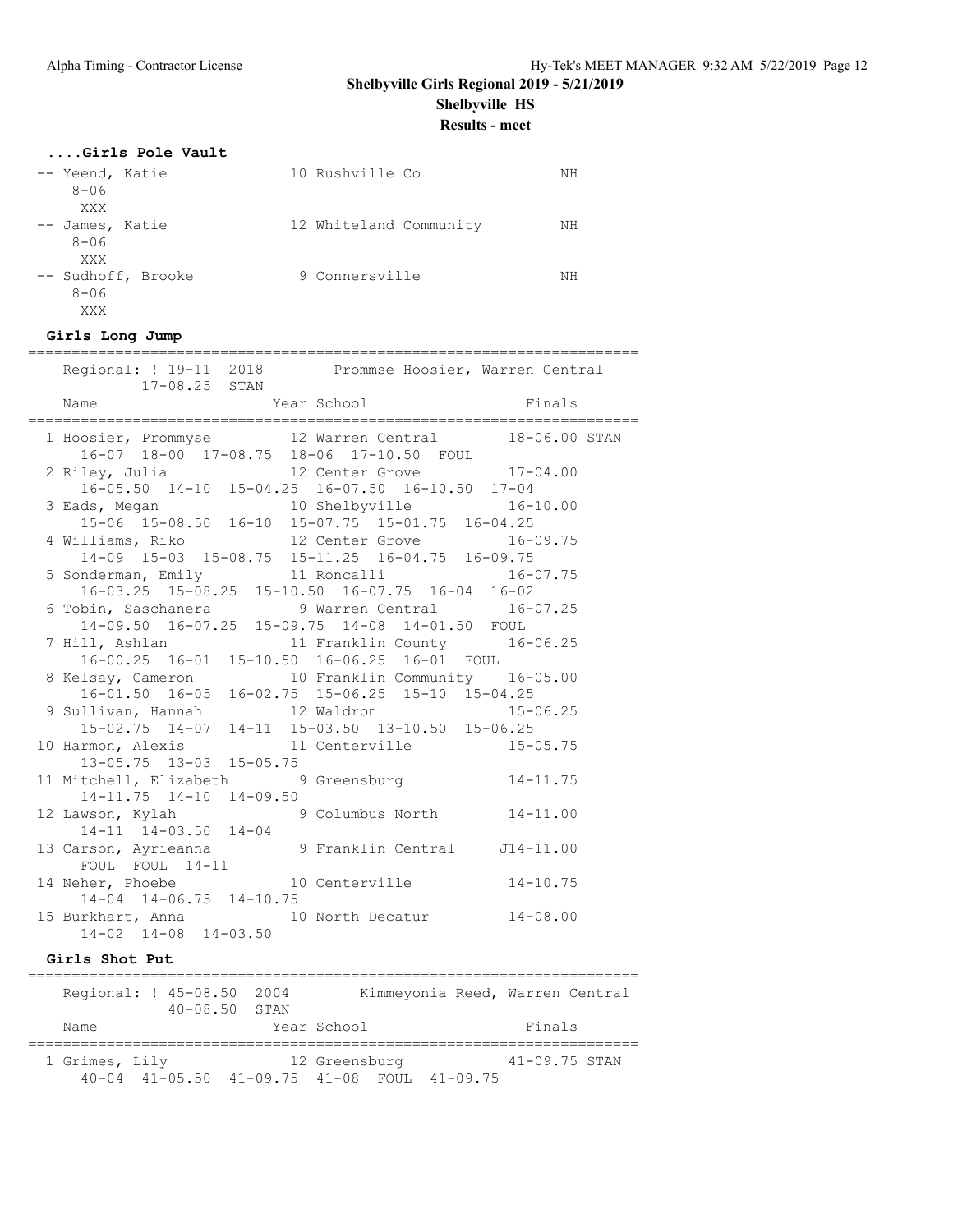# Shelbyville Girls Regional 2019 - 5/21/2019

**Shelbyville HS**

**Results - meet**

### ....Girls Pole Vault

```
 -- Yeend, Katie              10 Rushville Co              NH
      8-06
       XXX
 -- James, Katie              12 Whiteland Community       NH
      8-06
       XXX
 -- Sudhoff, Brooke            9 Connersville              NH
      8-06
       XXX
```

### Girls Long Jump

```
=======================================================================
    Regional: ! 19-11  2018        Prommse Hoosier, Warren Central    
            17-08.25  STAN
    Name                    Year School                  Finals       
=======================================================================
  1 Hoosier, Prommyse         12 Warren Central        18-06.00 STAN  
      16-07  18-00  17-08.75  18-06  17-10.50  FOUL
  2 Riley, Julia              12 Center Grove          17-04.00       
      16-05.50  14-10  15-04.25  16-07.50  16-10.50  17-04
  3 Eads, Megan               10 Shelbyville           16-10.00       
      15-06  15-08.50  16-10  15-07.75  15-01.75  16-04.25
  4 Williams, Riko            12 Center Grove          16-09.75       
      14-09  15-03  15-08.75  15-11.25  16-04.75  16-09.75
  5 Sonderman, Emily          11 Roncalli              16-07.75       
      16-03.25  15-08.25  15-10.50  16-07.75  16-04  16-02
  6 Tobin, Saschanera          9 Warren Central        16-07.25       
      14-09.50  16-07.25  15-09.75  14-08  14-01.50  FOUL
  7 Hill, Ashlan              11 Franklin County       16-06.25       
      16-00.25  16-01  15-10.50  16-06.25  16-01  FOUL
  8 Kelsay, Cameron           10 Franklin Community    16-05.00       
      16-01.50  16-05  16-02.75  15-06.25  15-10  15-04.25
  9 Sullivan, Hannah          12 Waldron               15-06.25       
      15-02.75  14-07  14-11  15-03.50  13-10.50  15-06.25
 10 Harmon, Alexis            11 Centerville           15-05.75       
      13-05.75  13-03  15-05.75
 11 Mitchell, Elizabeth        9 Greensburg            14-11.75       
      14-11.75  14-10  14-09.50
 12 Lawson, Kylah              9 Columbus North        14-11.00       
      14-11  14-03.50  14-04
 13 Carson, Ayrieanna          9 Franklin Central     J14-11.00       
      FOUL  FOUL  14-11
 14 Neher, Phoebe             10 Centerville           14-10.75       
      14-04  14-06.75  14-10.75
 15 Burkhart, Anna            10 North Decatur         14-08.00       
      14-02  14-08  14-03.50
```

### Girls Shot Put

```
=======================================================================
    Regional: ! 45-08.50  2004        Kimmeyonia Reed, Warren Central 
            40-08.50  STAN
    Name                    Year School                  Finals       
=======================================================================
  1 Grimes, Lily              12 Greensburg            41-09.75 STAN  
      40-04  41-05.50  41-09.75  41-08  FOUL  41-09.75
```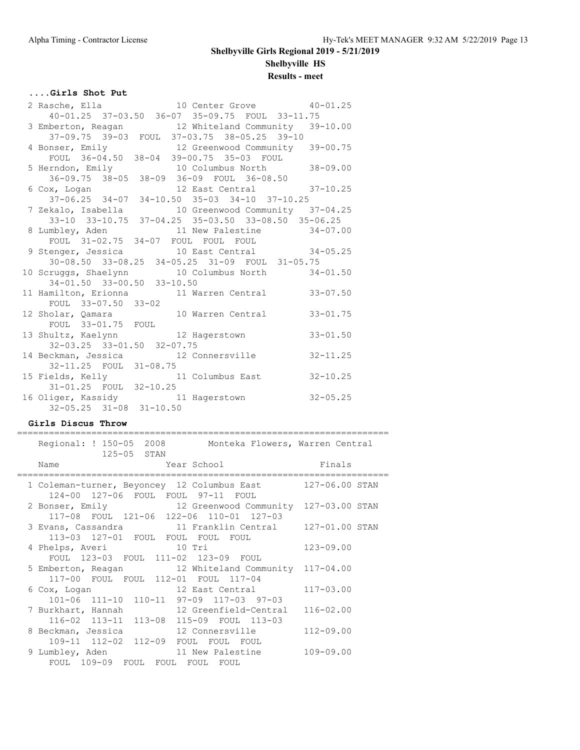**Shelbyville Girls Regional 2019 - 5/21/2019**

**Shelbyville HS**

**Results - meet**

### ....Girls Shot Put

```
 2 Rasche, Ella              10 Center Grove          40-01.25
     40-01.25  37-03.50  36-07  35-09.75  FOUL  33-11.75
 3 Emberton, Reagan          12 Whiteland Community   39-10.00
     37-09.75  39-03  FOUL  37-03.75  38-05.25  39-10
 4 Bonser, Emily             12 Greenwood Community   39-00.75
     FOUL  36-04.50  38-04  39-00.75  35-03  FOUL
 5 Herndon, Emily            10 Columbus North        38-09.00
     36-09.75  38-05  38-09  36-09  FOUL  36-08.50
 6 Cox, Logan                12 East Central          37-10.25
     37-06.25  34-07  34-10.50  35-03  34-10  37-10.25
 7 Zekalo, Isabella          10 Greenwood Community   37-04.25
     33-10  33-10.75  37-04.25  35-03.50  33-08.50  35-06.25
 8 Lumbley, Aden             11 New Palestine         34-07.00
     FOUL  31-02.75  34-07  FOUL  FOUL  FOUL
 9 Stenger, Jessica          10 East Central          34-05.25
     30-08.50  33-08.25  34-05.25  31-09  FOUL  31-05.75
10 Scruggs, Shaelynn         10 Columbus North        34-01.50
     34-01.50  33-00.50  33-10.50
11 Hamilton, Erionna         11 Warren Central        33-07.50
     FOUL  33-07.50  33-02
12 Sholar, Qamara            10 Warren Central        33-01.75
     FOUL  33-01.75  FOUL
13 Shultz, Kaelynn           12 Hagerstown            33-01.50
     32-03.25  33-01.50  32-07.75
14 Beckman, Jessica          12 Connersville          32-11.25
     32-11.25  FOUL  31-08.75
15 Fields, Kelly             11 Columbus East         32-10.25
     31-01.25  FOUL  32-10.25
16 Oliger, Kassidy           11 Hagerstown            32-05.25
     32-05.25  31-08  31-10.50
```

### Girls Discus Throw

```
=======================================================================
   Regional: ! 150-05  2008        Monteka Flowers, Warren Central
              125-05  STAN
   Name                    Year School                  Finals
=======================================================================
 1 Coleman-turner, Beyoncey 12 Columbus East       127-06.00 STAN
     124-00  127-06  FOUL  FOUL  97-11  FOUL
 2 Bonser, Emily            12 Greenwood Community 127-03.00 STAN
     117-08  FOUL  121-06  122-06  110-01  127-03
 3 Evans, Cassandra         11 Franklin Central    127-01.00 STAN
     113-03  127-01  FOUL  FOUL  FOUL  FOUL
 4 Phelps, Averi            10 Tri                 123-09.00
     FOUL  123-03  FOUL  111-02  123-09  FOUL
 5 Emberton, Reagan         12 Whiteland Community 117-04.00
     117-00  FOUL  FOUL  112-01  FOUL  117-04
 6 Cox, Logan               12 East Central        117-03.00
     101-06  111-10  110-11  97-09  117-03  97-03
 7 Burkhart, Hannah         12 Greenfield-Central  116-02.00
     116-02  113-11  113-08  115-09  FOUL  113-03
 8 Beckman, Jessica         12 Connersville        112-09.00
     109-11  112-02  112-09  FOUL  FOUL  FOUL
 9 Lumbley, Aden            11 New Palestine       109-09.00
     FOUL  109-09  FOUL  FOUL  FOUL  FOUL
```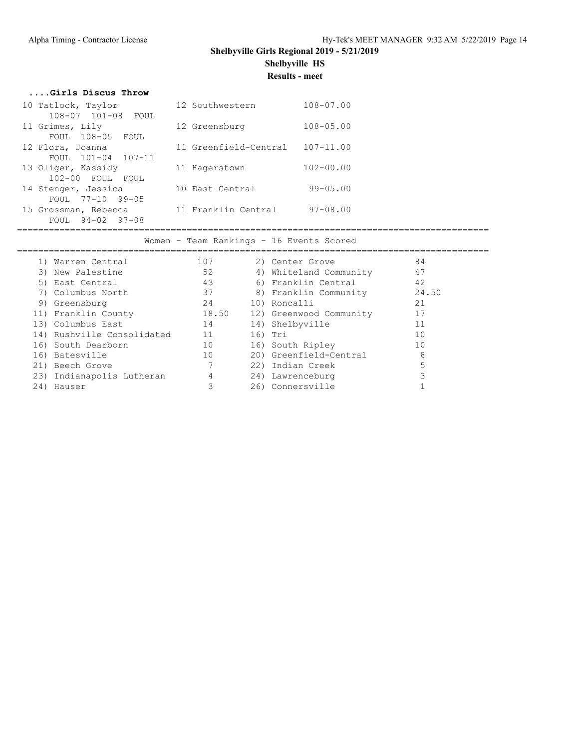# Shelbyville Girls Regional 2019 - 5/21/2019

## Shelbyville HS

### Results - meet

#### ....Girls Discus Throw

| Place | Name | Year | School | Mark | Series |
|---|---|---|---|---|---|
| 10 | Tatlock, Taylor | 12 | Southwestern | 108-07.00 | 108-07 101-08 FOUL |
| 11 | Grimes, Lily | 12 | Greensburg | 108-05.00 | FOUL 108-05 FOUL |
| 12 | Flora, Joanna | 11 | Greenfield-Central | 107-11.00 | FOUL 101-04 107-11 |
| 13 | Oliger, Kassidy | 11 | Hagerstown | 102-00.00 | 102-00 FOUL FOUL |
| 14 | Stenger, Jessica | 10 | East Central | 99-05.00 | FOUL 77-10 99-05 |
| 15 | Grossman, Rebecca | 11 | Franklin Central | 97-08.00 | FOUL 94-02 97-08 |

#### Women - Team Rankings - 16 Events Scored

| Rank | Team | Points | Rank | Team | Points |
|---|---|---|---|---|---|
| 1) | Warren Central | 107 | 2) | Center Grove | 84 |
| 3) | New Palestine | 52 | 4) | Whiteland Community | 47 |
| 5) | East Central | 43 | 6) | Franklin Central | 42 |
| 7) | Columbus North | 37 | 8) | Franklin Community | 24.50 |
| 9) | Greensburg | 24 | 10) | Roncalli | 21 |
| 11) | Franklin County | 18.50 | 12) | Greenwood Community | 17 |
| 13) | Columbus East | 14 | 14) | Shelbyville | 11 |
| 14) | Rushville Consolidated | 11 | 16) | Tri | 10 |
| 16) | South Dearborn | 10 | 16) | South Ripley | 10 |
| 16) | Batesville | 10 | 20) | Greenfield-Central | 8 |
| 21) | Beech Grove | 7 | 22) | Indian Creek | 5 |
| 23) | Indianapolis Lutheran | 4 | 24) | Lawrenceburg | 3 |
| 24) | Hauser | 3 | 26) | Connersville | 1 |